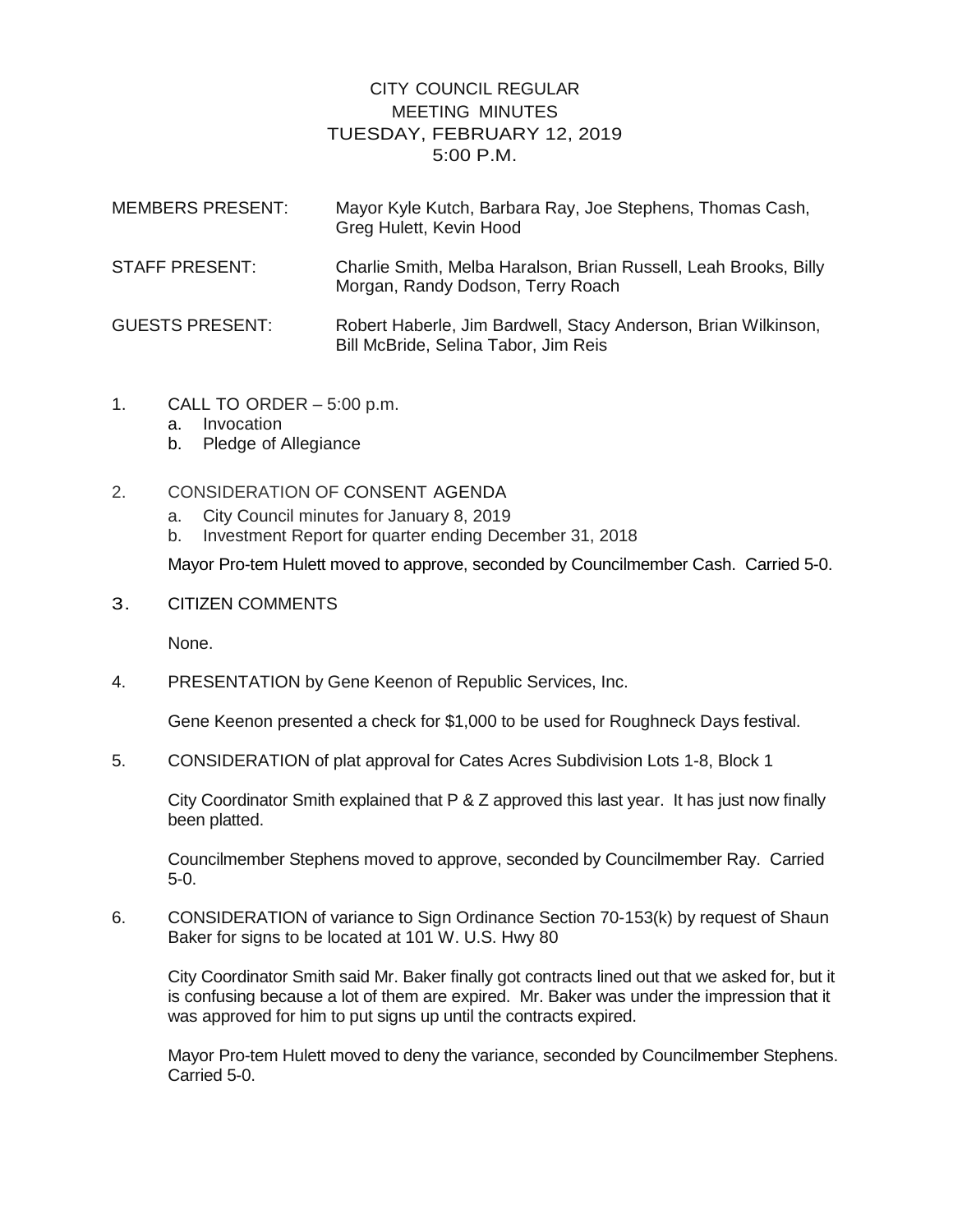# CITY COUNCIL REGULAR MEETING MINUTES
## TUESDAY, FEBRUARY 12, 2019
## 5:00 P.M.

MEMBERS PRESENT: Mayor Kyle Kutch, Barbara Ray, Joe Stephens, Thomas Cash, Greg Hulett, Kevin Hood

STAFF PRESENT: Charlie Smith, Melba Haralson, Brian Russell, Leah Brooks, Billy Morgan, Randy Dodson, Terry Roach

GUESTS PRESENT: Robert Haberle, Jim Bardwell, Stacy Anderson, Brian Wilkinson, Bill McBride, Selina Tabor, Jim Reis

1. CALL TO ORDER – 5:00 p.m.
   a. Invocation
   b. Pledge of Allegiance

2. CONSIDERATION OF CONSENT AGENDA
   a. City Council minutes for January 8, 2019
   b. Investment Report for quarter ending December 31, 2018

   Mayor Pro-tem Hulett moved to approve, seconded by Councilmember Cash. Carried 5-0.

3. CITIZEN COMMENTS

   None.

4. PRESENTATION by Gene Keenon of Republic Services, Inc.

   Gene Keenon presented a check for $1,000 to be used for Roughneck Days festival.

5. CONSIDERATION of plat approval for Cates Acres Subdivision Lots 1-8, Block 1

   City Coordinator Smith explained that P & Z approved this last year. It has just now finally been platted.

   Councilmember Stephens moved to approve, seconded by Councilmember Ray. Carried 5-0.

6. CONSIDERATION of variance to Sign Ordinance Section 70-153(k) by request of Shaun Baker for signs to be located at 101 W. U.S. Hwy 80

   City Coordinator Smith said Mr. Baker finally got contracts lined out that we asked for, but it is confusing because a lot of them are expired. Mr. Baker was under the impression that it was approved for him to put signs up until the contracts expired.

   Mayor Pro-tem Hulett moved to deny the variance, seconded by Councilmember Stephens. Carried 5-0.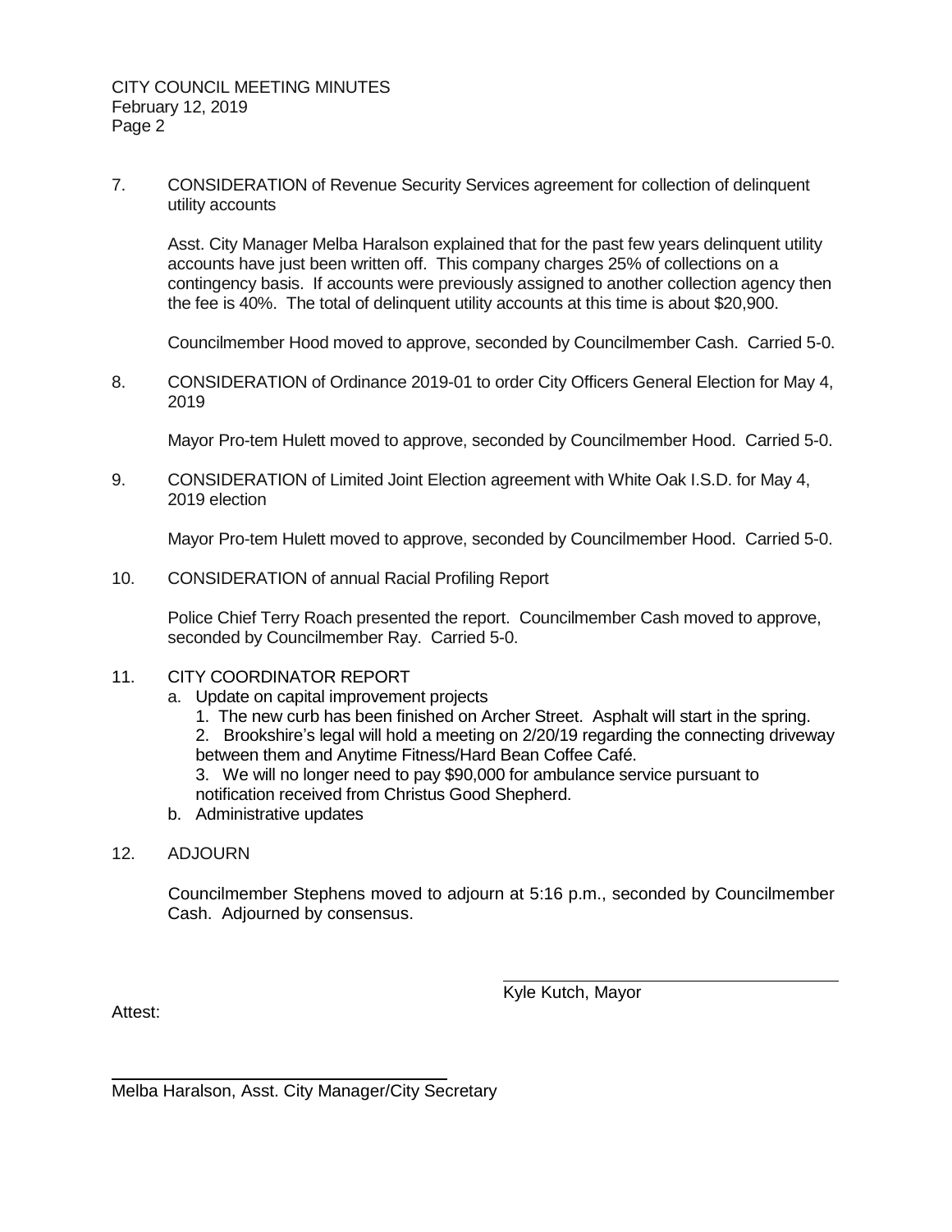7. CONSIDERATION of Revenue Security Services agreement for collection of delinquent utility accounts

   Asst. City Manager Melba Haralson explained that for the past few years delinquent utility accounts have just been written off. This company charges 25% of collections on a contingency basis. If accounts were previously assigned to another collection agency then the fee is 40%. The total of delinquent utility accounts at this time is about $20,900.

   Councilmember Hood moved to approve, seconded by Councilmember Cash. Carried 5-0.

8. CONSIDERATION of Ordinance 2019-01 to order City Officers General Election for May 4, 2019

   Mayor Pro-tem Hulett moved to approve, seconded by Councilmember Hood. Carried 5-0.

9. CONSIDERATION of Limited Joint Election agreement with White Oak I.S.D. for May 4, 2019 election

   Mayor Pro-tem Hulett moved to approve, seconded by Councilmember Hood. Carried 5-0.

10. CONSIDERATION of annual Racial Profiling Report

    Police Chief Terry Roach presented the report. Councilmember Cash moved to approve, seconded by Councilmember Ray. Carried 5-0.

11. CITY COORDINATOR REPORT
    a. Update on capital improvement projects
       1. The new curb has been finished on Archer Street. Asphalt will start in the spring.
       2. Brookshire's legal will hold a meeting on 2/20/19 regarding the connecting driveway between them and Anytime Fitness/Hard Bean Coffee Café.
       3. We will no longer need to pay $90,000 for ambulance service pursuant to notification received from Christus Good Shepherd.
    b. Administrative updates

12. ADJOURN

    Councilmember Stephens moved to adjourn at 5:16 p.m., seconded by Councilmember Cash. Adjourned by consensus.

Kyle Kutch, Mayor

Attest:

Melba Haralson, Asst. City Manager/City Secretary